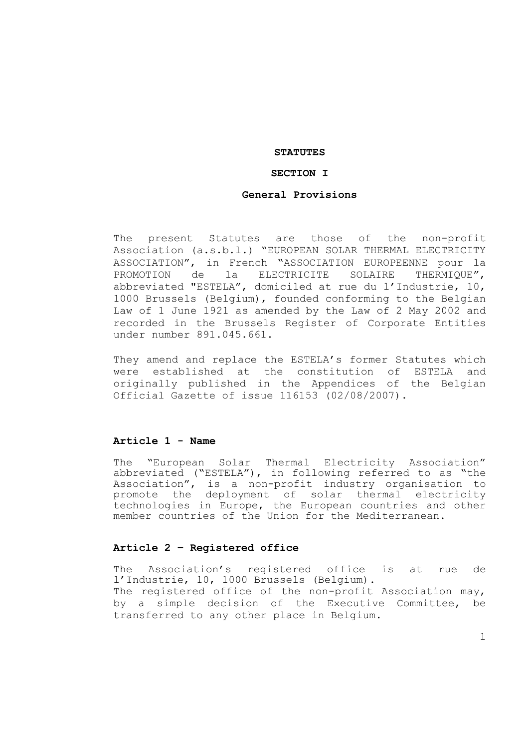# STATUTES

## SECTION I

## General Provisions

The present Statutes are those of the non-profit Association (a.s.b.l.) "EUROPEAN SOLAR THERMAL ELECTRICITY ASSOCIATION", in French "ASSOCIATION EUROPEENNE pour la PROMOTION de la ELECTRICITE SOLAIRE THERMIQUE", abbreviated "ESTELA", domiciled at rue du l'Industrie, 10, 1000 Brussels (Belgium), founded conforming to the Belgian Law of 1 June 1921 as amended by the Law of 2 May 2002 and recorded in the Brussels Register of Corporate Entities under number 891.045.661.

They amend and replace the ESTELA's former Statutes which were established at the constitution of ESTELA and originally published in the Appendices of the Belgian Official Gazette of issue 116153 (02/08/2007).

### Article 1 - Name

The "European Solar Thermal Electricity Association" abbreviated ("ESTELA"), in following referred to as "the Association", is a non-profit industry organisation to promote the deployment of solar thermal electricity technologies in Europe, the European countries and other member countries of the Union for the Mediterranean.

### Article 2 – Registered office

The Association's registered office is at rue de l'Industrie, 10, 1000 Brussels (Belgium).
The registered office of the non-profit Association may, by a simple decision of the Executive Committee, be transferred to any other place in Belgium.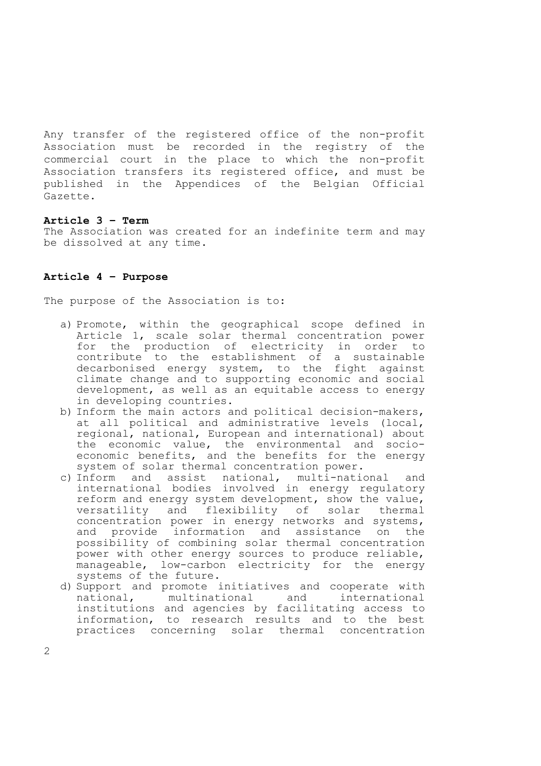Any transfer of the registered office of the non-profit Association must be recorded in the registry of the commercial court in the place to which the non-profit Association transfers its registered office, and must be published in the Appendices of the Belgian Official Gazette.

**Article 3 – Term**

The Association was created for an indefinite term and may be dissolved at any time.

**Article 4 – Purpose**

The purpose of the Association is to:

a) Promote, within the geographical scope defined in Article 1, scale solar thermal concentration power for the production of electricity in order to contribute to the establishment of a sustainable decarbonised energy system, to the fight against climate change and to supporting economic and social development, as well as an equitable access to energy in developing countries.
b) Inform the main actors and political decision-makers, at all political and administrative levels (local, regional, national, European and international) about the economic value, the environmental and socio-economic benefits, and the benefits for the energy system of solar thermal concentration power.
c) Inform and assist national, multi-national and international bodies involved in energy regulatory reform and energy system development, show the value, versatility and flexibility of solar thermal concentration power in energy networks and systems, and provide information and assistance on the possibility of combining solar thermal concentration power with other energy sources to produce reliable, manageable, low-carbon electricity for the energy systems of the future.
d) Support and promote initiatives and cooperate with national, multinational and international institutions and agencies by facilitating access to information, to research results and to the best practices concerning solar thermal concentration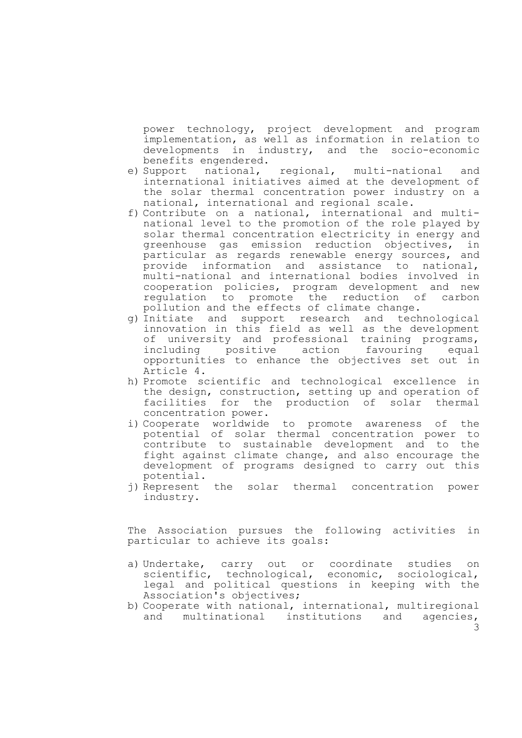power technology, project development and program implementation, as well as information in relation to developments in industry, and the socio-economic benefits engendered.

e) Support national, regional, multi-national and international initiatives aimed at the development of the solar thermal concentration power industry on a national, international and regional scale.
f) Contribute on a national, international and multi-national level to the promotion of the role played by solar thermal concentration electricity in energy and greenhouse gas emission reduction objectives, in particular as regards renewable energy sources, and provide information and assistance to national, multi-national and international bodies involved in cooperation policies, program development and new regulation to promote the reduction of carbon pollution and the effects of climate change.
g) Initiate and support research and technological innovation in this field as well as the development of university and professional training programs, including positive action favouring equal opportunities to enhance the objectives set out in Article 4.
h) Promote scientific and technological excellence in the design, construction, setting up and operation of facilities for the production of solar thermal concentration power.
i) Cooperate worldwide to promote awareness of the potential of solar thermal concentration power to contribute to sustainable development and to the fight against climate change, and also encourage the development of programs designed to carry out this potential.
j) Represent the solar thermal concentration power industry.

The Association pursues the following activities in particular to achieve its goals:

a) Undertake, carry out or coordinate studies on scientific, technological, economic, sociological, legal and political questions in keeping with the Association's objectives;
b) Cooperate with national, international, multiregional and multinational institutions and agencies,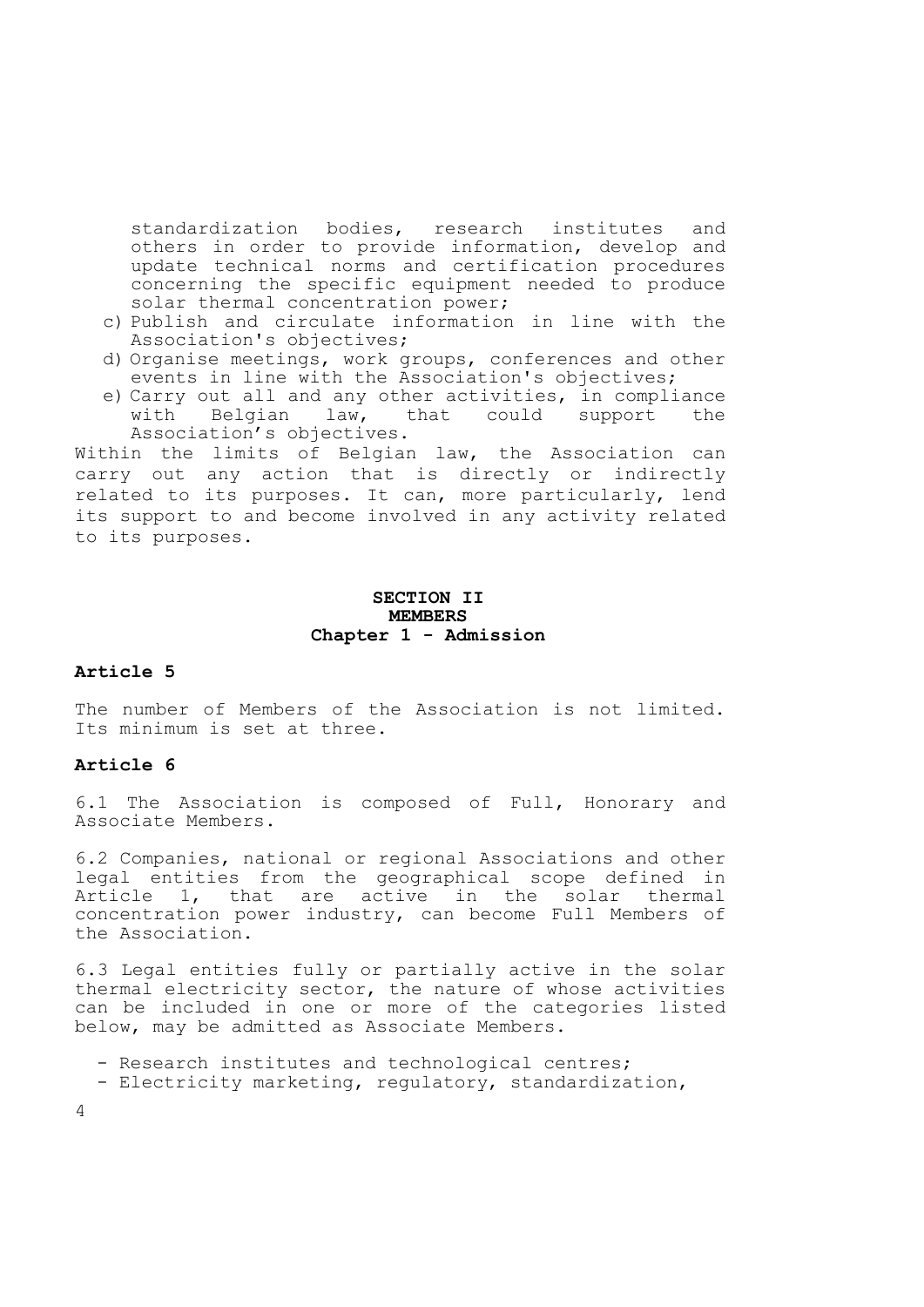standardization bodies, research institutes and others in order to provide information, develop and update technical norms and certification procedures concerning the specific equipment needed to produce solar thermal concentration power;

c) Publish and circulate information in line with the Association's objectives;
d) Organise meetings, work groups, conferences and other events in line with the Association's objectives;
e) Carry out all and any other activities, in compliance with Belgian law, that could support the Association's objectives.

Within the limits of Belgian law, the Association can carry out any action that is directly or indirectly related to its purposes. It can, more particularly, lend its support to and become involved in any activity related to its purposes.

## SECTION II
## MEMBERS
### Chapter 1 - Admission

**Article 5**

The number of Members of the Association is not limited. Its minimum is set at three.

**Article 6**

6.1 The Association is composed of Full, Honorary and Associate Members.

6.2 Companies, national or regional Associations and other legal entities from the geographical scope defined in Article 1, that are active in the solar thermal concentration power industry, can become Full Members of the Association.

6.3 Legal entities fully or partially active in the solar thermal electricity sector, the nature of whose activities can be included in one or more of the categories listed below, may be admitted as Associate Members.

- Research institutes and technological centres;
- Electricity marketing, regulatory, standardization,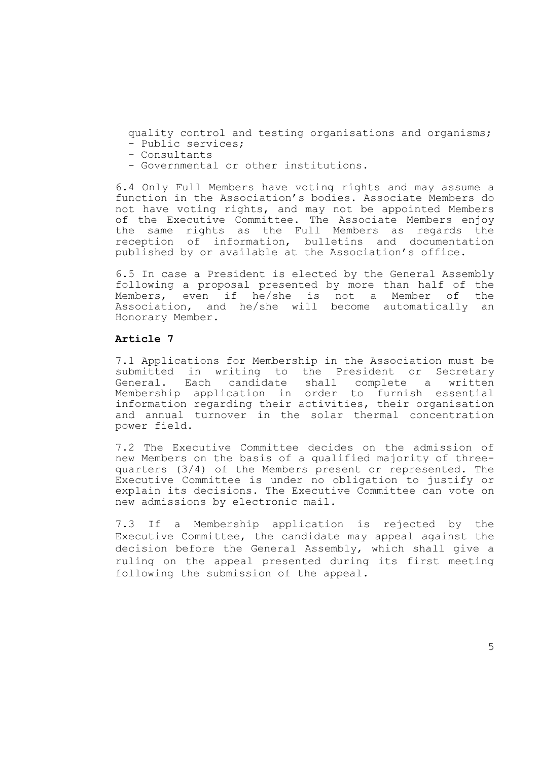quality control and testing organisations and organisms;
- Public services;
- Consultants
- Governmental or other institutions.

6.4 Only Full Members have voting rights and may assume a function in the Association's bodies. Associate Members do not have voting rights, and may not be appointed Members of the Executive Committee. The Associate Members enjoy the same rights as the Full Members as regards the reception of information, bulletins and documentation published by or available at the Association's office.

6.5 In case a President is elected by the General Assembly following a proposal presented by more than half of the Members, even if he/she is not a Member of the Association, and he/she will become automatically an Honorary Member.

**Article 7**

7.1 Applications for Membership in the Association must be submitted in writing to the President or Secretary General. Each candidate shall complete a written Membership application in order to furnish essential information regarding their activities, their organisation and annual turnover in the solar thermal concentration power field.

7.2 The Executive Committee decides on the admission of new Members on the basis of a qualified majority of three-quarters (3/4) of the Members present or represented. The Executive Committee is under no obligation to justify or explain its decisions. The Executive Committee can vote on new admissions by electronic mail.

7.3 If a Membership application is rejected by the Executive Committee, the candidate may appeal against the decision before the General Assembly, which shall give a ruling on the appeal presented during its first meeting following the submission of the appeal.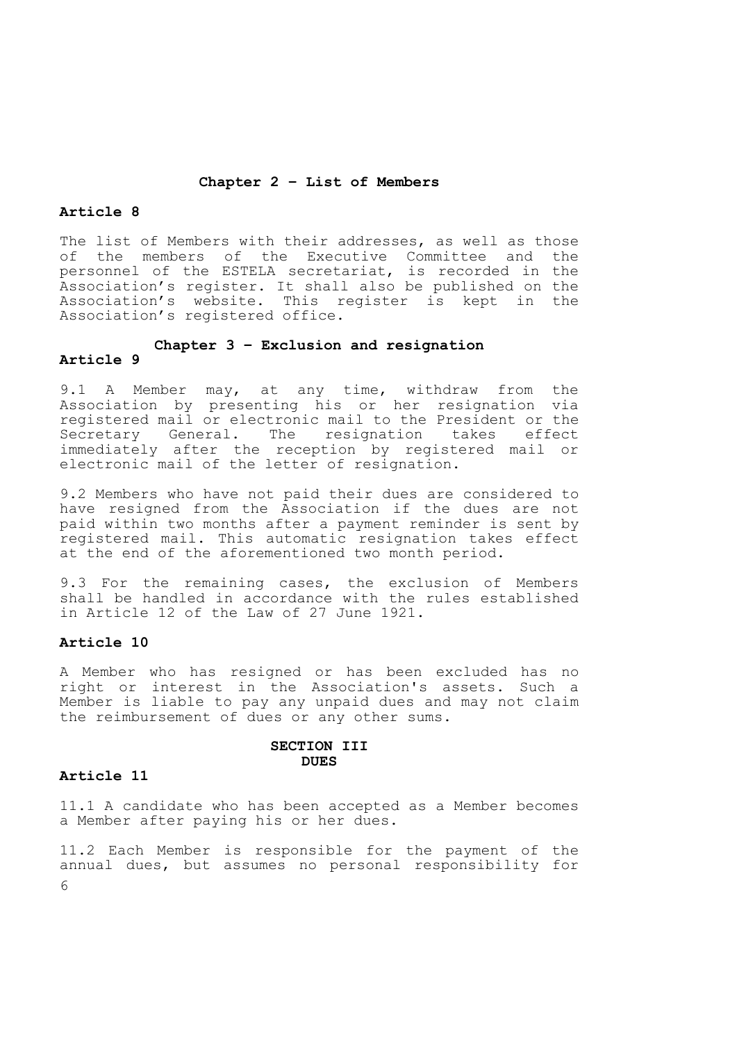## Chapter 2 – List of Members

### Article 8

The list of Members with their addresses, as well as those of the members of the Executive Committee and the personnel of the ESTELA secretariat, is recorded in the Association's register. It shall also be published on the Association's website. This register is kept in the Association's registered office.

## Chapter 3 – Exclusion and resignation

### Article 9

9.1 A Member may, at any time, withdraw from the Association by presenting his or her resignation via registered mail or electronic mail to the President or the Secretary General. The resignation takes effect immediately after the reception by registered mail or electronic mail of the letter of resignation.

9.2 Members who have not paid their dues are considered to have resigned from the Association if the dues are not paid within two months after a payment reminder is sent by registered mail. This automatic resignation takes effect at the end of the aforementioned two month period.

9.3 For the remaining cases, the exclusion of Members shall be handled in accordance with the rules established in Article 12 of the Law of 27 June 1921.

### Article 10

A Member who has resigned or has been excluded has no right or interest in the Association's assets. Such a Member is liable to pay any unpaid dues and may not claim the reimbursement of dues or any other sums.

## SECTION III
## DUES

### Article 11

11.1 A candidate who has been accepted as a Member becomes a Member after paying his or her dues.

11.2 Each Member is responsible for the payment of the annual dues, but assumes no personal responsibility for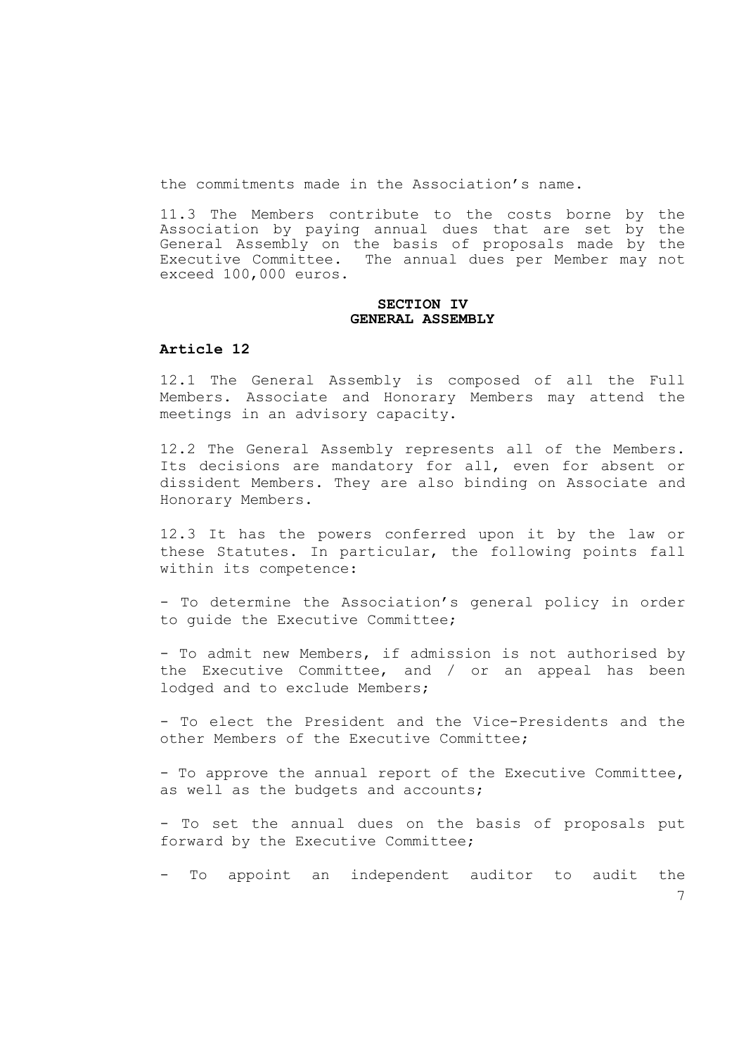the commitments made in the Association’s name.

11.3 The Members contribute to the costs borne by the Association by paying annual dues that are set by the General Assembly on the basis of proposals made by the Executive Committee. The annual dues per Member may not exceed 100,000 euros.

## SECTION IV
## GENERAL ASSEMBLY

### Article 12

12.1 The General Assembly is composed of all the Full Members. Associate and Honorary Members may attend the meetings in an advisory capacity.

12.2 The General Assembly represents all of the Members. Its decisions are mandatory for all, even for absent or dissident Members. They are also binding on Associate and Honorary Members.

12.3 It has the powers conferred upon it by the law or these Statutes. In particular, the following points fall within its competence:

- To determine the Association’s general policy in order to guide the Executive Committee;

- To admit new Members, if admission is not authorised by the Executive Committee, and / or an appeal has been lodged and to exclude Members;

- To elect the President and the Vice-Presidents and the other Members of the Executive Committee;

- To approve the annual report of the Executive Committee, as well as the budgets and accounts;

- To set the annual dues on the basis of proposals put forward by the Executive Committee;

- To appoint an independent auditor to audit the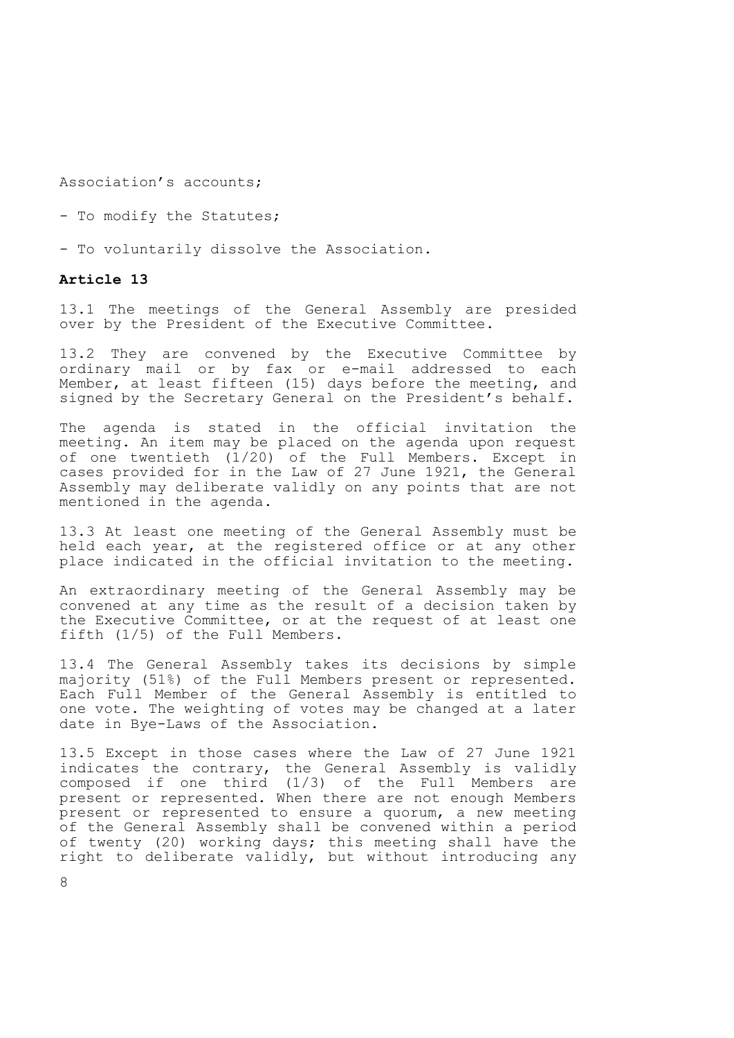Association's accounts;

- To modify the Statutes;

- To voluntarily dissolve the Association.

**Article 13**

13.1 The meetings of the General Assembly are presided over by the President of the Executive Committee.

13.2 They are convened by the Executive Committee by ordinary mail or by fax or e-mail addressed to each Member, at least fifteen (15) days before the meeting, and signed by the Secretary General on the President's behalf.

The agenda is stated in the official invitation the meeting. An item may be placed on the agenda upon request of one twentieth (1/20) of the Full Members. Except in cases provided for in the Law of 27 June 1921, the General Assembly may deliberate validly on any points that are not mentioned in the agenda.

13.3 At least one meeting of the General Assembly must be held each year, at the registered office or at any other place indicated in the official invitation to the meeting.

An extraordinary meeting of the General Assembly may be convened at any time as the result of a decision taken by the Executive Committee, or at the request of at least one fifth (1/5) of the Full Members.

13.4 The General Assembly takes its decisions by simple majority (51%) of the Full Members present or represented. Each Full Member of the General Assembly is entitled to one vote. The weighting of votes may be changed at a later date in Bye-Laws of the Association.

13.5 Except in those cases where the Law of 27 June 1921 indicates the contrary, the General Assembly is validly composed if one third (1/3) of the Full Members are present or represented. When there are not enough Members present or represented to ensure a quorum, a new meeting of the General Assembly shall be convened within a period of twenty (20) working days; this meeting shall have the right to deliberate validly, but without introducing any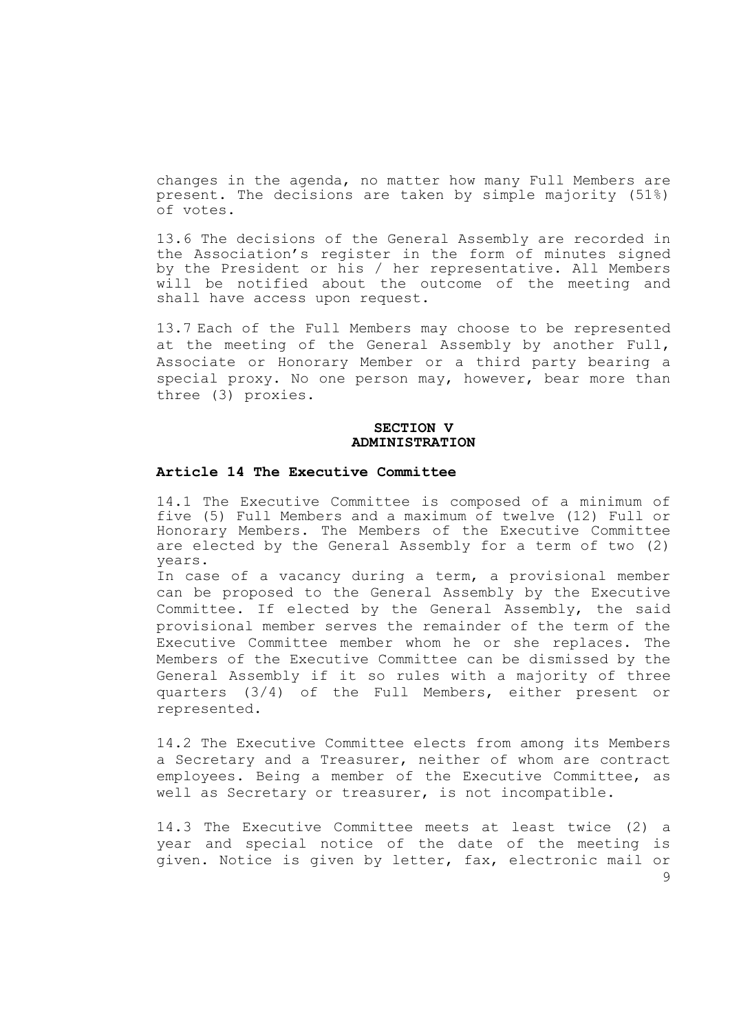changes in the agenda, no matter how many Full Members are present. The decisions are taken by simple majority (51%) of votes.

13.6 The decisions of the General Assembly are recorded in the Association's register in the form of minutes signed by the President or his / her representative. All Members will be notified about the outcome of the meeting and shall have access upon request.

13.7 Each of the Full Members may choose to be represented at the meeting of the General Assembly by another Full, Associate or Honorary Member or a third party bearing a special proxy. No one person may, however, bear more than three (3) proxies.

## SECTION V
## ADMINISTRATION

### Article 14 The Executive Committee

14.1 The Executive Committee is composed of a minimum of five (5) Full Members and a maximum of twelve (12) Full or Honorary Members. The Members of the Executive Committee are elected by the General Assembly for a term of two (2) years.
In case of a vacancy during a term, a provisional member can be proposed to the General Assembly by the Executive Committee. If elected by the General Assembly, the said provisional member serves the remainder of the term of the Executive Committee member whom he or she replaces. The Members of the Executive Committee can be dismissed by the General Assembly if it so rules with a majority of three quarters (3/4) of the Full Members, either present or represented.

14.2 The Executive Committee elects from among its Members a Secretary and a Treasurer, neither of whom are contract employees. Being a member of the Executive Committee, as well as Secretary or treasurer, is not incompatible.

14.3 The Executive Committee meets at least twice (2) a year and special notice of the date of the meeting is given. Notice is given by letter, fax, electronic mail or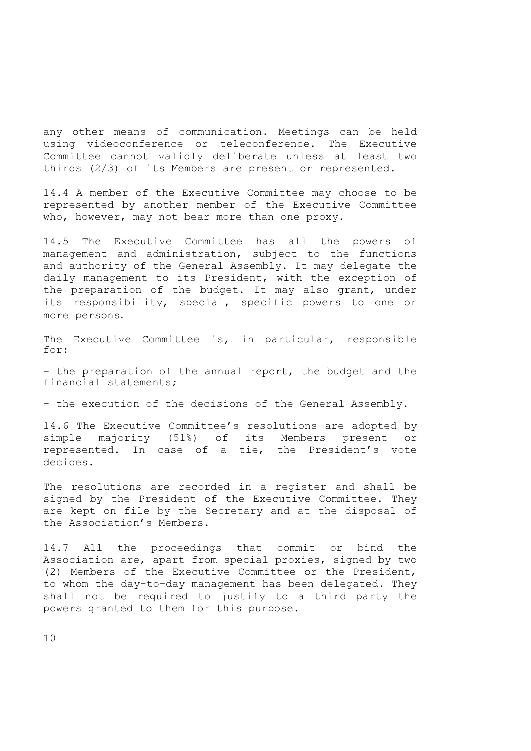any other means of communication. Meetings can be held using videoconference or teleconference. The Executive Committee cannot validly deliberate unless at least two thirds (2/3) of its Members are present or represented.

14.4 A member of the Executive Committee may choose to be represented by another member of the Executive Committee who, however, may not bear more than one proxy.

14.5 The Executive Committee has all the powers of management and administration, subject to the functions and authority of the General Assembly. It may delegate the daily management to its President, with the exception of the preparation of the budget. It may also grant, under its responsibility, special, specific powers to one or more persons.

The Executive Committee is, in particular, responsible for:

- the preparation of the annual report, the budget and the financial statements;
- the execution of the decisions of the General Assembly.

14.6 The Executive Committee's resolutions are adopted by simple majority (51%) of its Members present or represented. In case of a tie, the President's vote decides.

The resolutions are recorded in a register and shall be signed by the President of the Executive Committee. They are kept on file by the Secretary and at the disposal of the Association's Members.

14.7 All the proceedings that commit or bind the Association are, apart from special proxies, signed by two (2) Members of the Executive Committee or the President, to whom the day-to-day management has been delegated. They shall not be required to justify to a third party the powers granted to them for this purpose.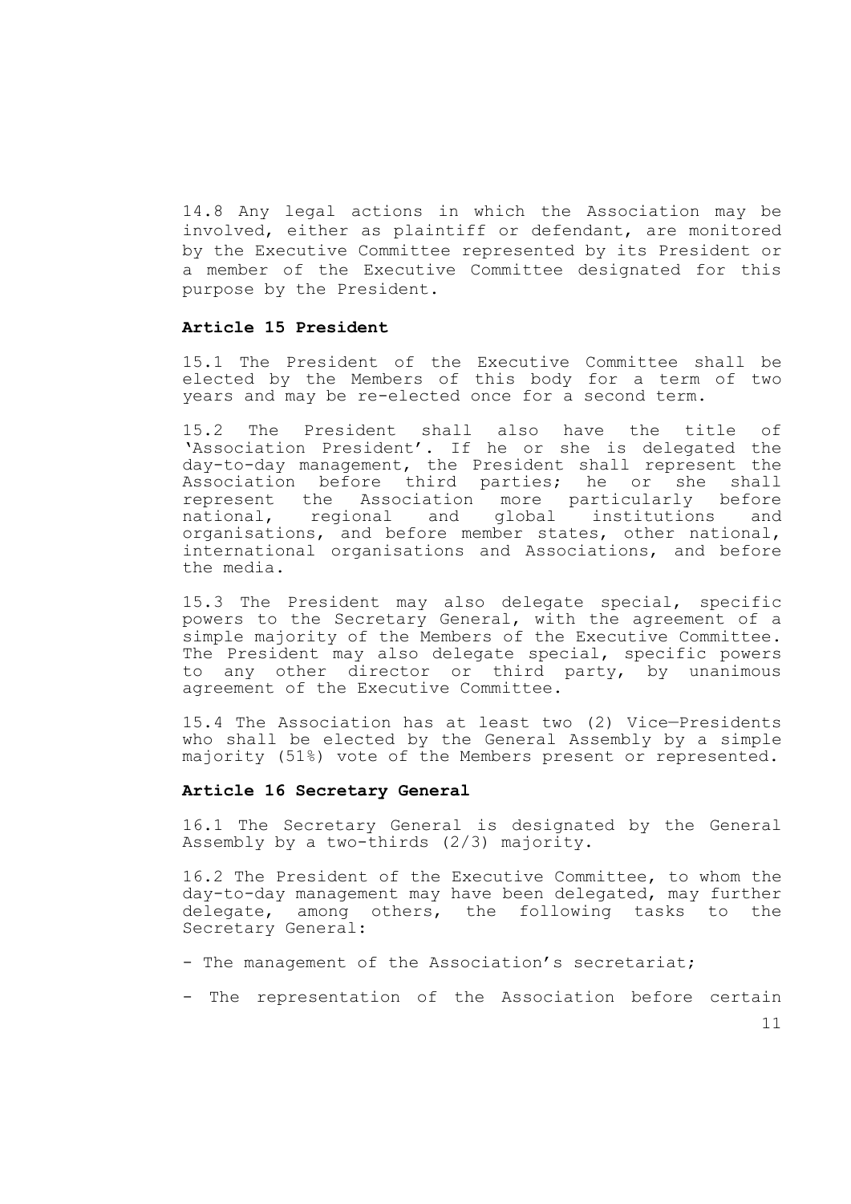14.8 Any legal actions in which the Association may be involved, either as plaintiff or defendant, are monitored by the Executive Committee represented by its President or a member of the Executive Committee designated for this purpose by the President.

### Article 15 President

15.1 The President of the Executive Committee shall be elected by the Members of this body for a term of two years and may be re-elected once for a second term.

15.2 The President shall also have the title of 'Association President'. If he or she is delegated the day-to-day management, the President shall represent the Association before third parties; he or she shall represent the Association more particularly before national, regional and global institutions and organisations, and before member states, other national, international organisations and Associations, and before the media.

15.3 The President may also delegate special, specific powers to the Secretary General, with the agreement of a simple majority of the Members of the Executive Committee. The President may also delegate special, specific powers to any other director or third party, by unanimous agreement of the Executive Committee.

15.4 The Association has at least two (2) Vice—Presidents who shall be elected by the General Assembly by a simple majority (51%) vote of the Members present or represented.

### Article 16 Secretary General

16.1 The Secretary General is designated by the General Assembly by a two-thirds (2/3) majority.

16.2 The President of the Executive Committee, to whom the day-to-day management may have been delegated, may further delegate, among others, the following tasks to the Secretary General:

- The management of the Association's secretariat;
- The representation of the Association before certain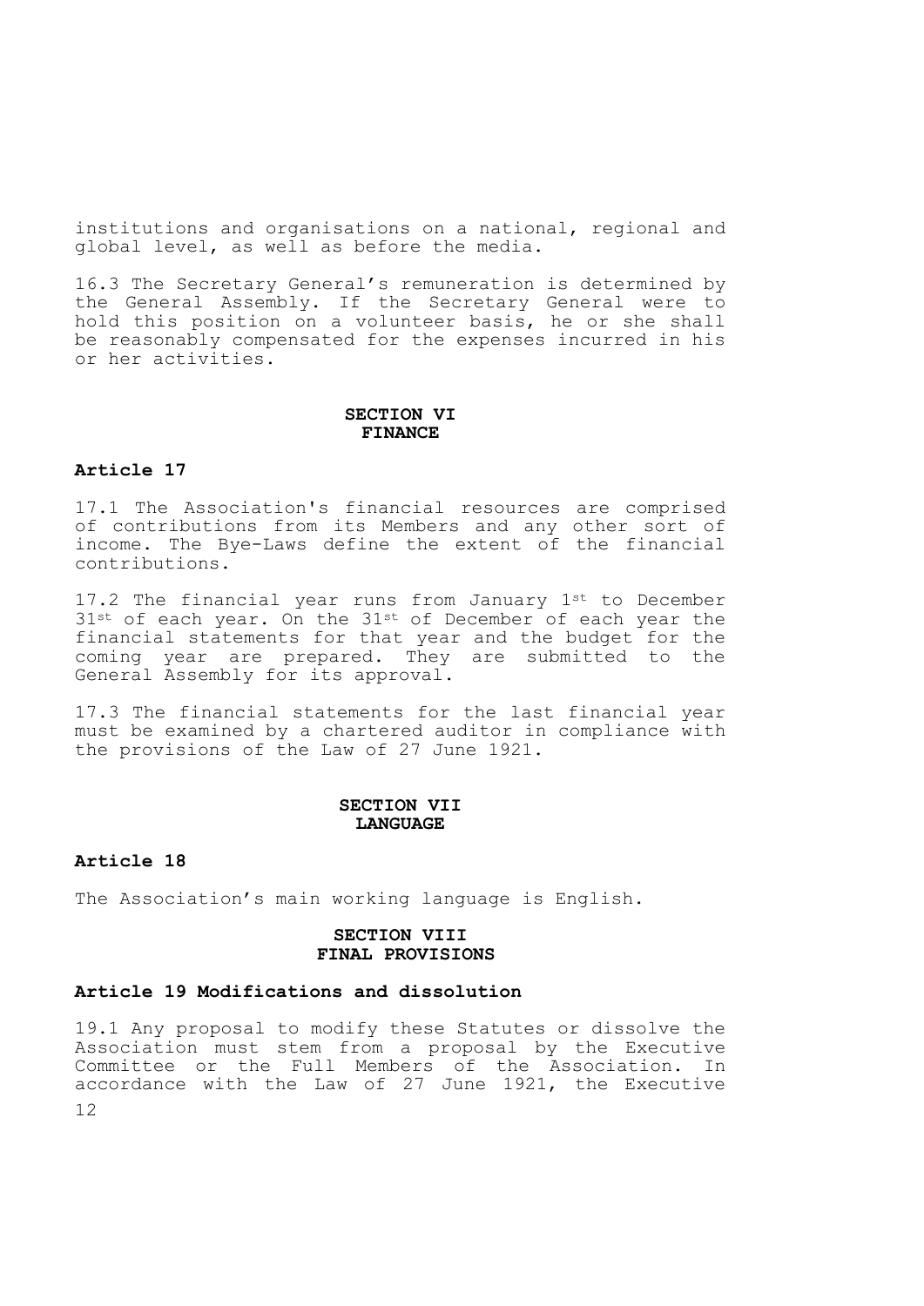institutions and organisations on a national, regional and global level, as well as before the media.

16.3 The Secretary General's remuneration is determined by the General Assembly. If the Secretary General were to hold this position on a volunteer basis, he or she shall be reasonably compensated for the expenses incurred in his or her activities.

## SECTION VI
## FINANCE

### Article 17

17.1 The Association's financial resources are comprised of contributions from its Members and any other sort of income. The Bye-Laws define the extent of the financial contributions.

17.2 The financial year runs from January 1st to December 31st of each year. On the 31st of December of each year the financial statements for that year and the budget for the coming year are prepared. They are submitted to the General Assembly for its approval.

17.3 The financial statements for the last financial year must be examined by a chartered auditor in compliance with the provisions of the Law of 27 June 1921.

## SECTION VII
## LANGUAGE

### Article 18

The Association's main working language is English.

## SECTION VIII
## FINAL PROVISIONS

### Article 19 Modifications and dissolution

19.1 Any proposal to modify these Statutes or dissolve the Association must stem from a proposal by the Executive Committee or the Full Members of the Association. In accordance with the Law of 27 June 1921, the Executive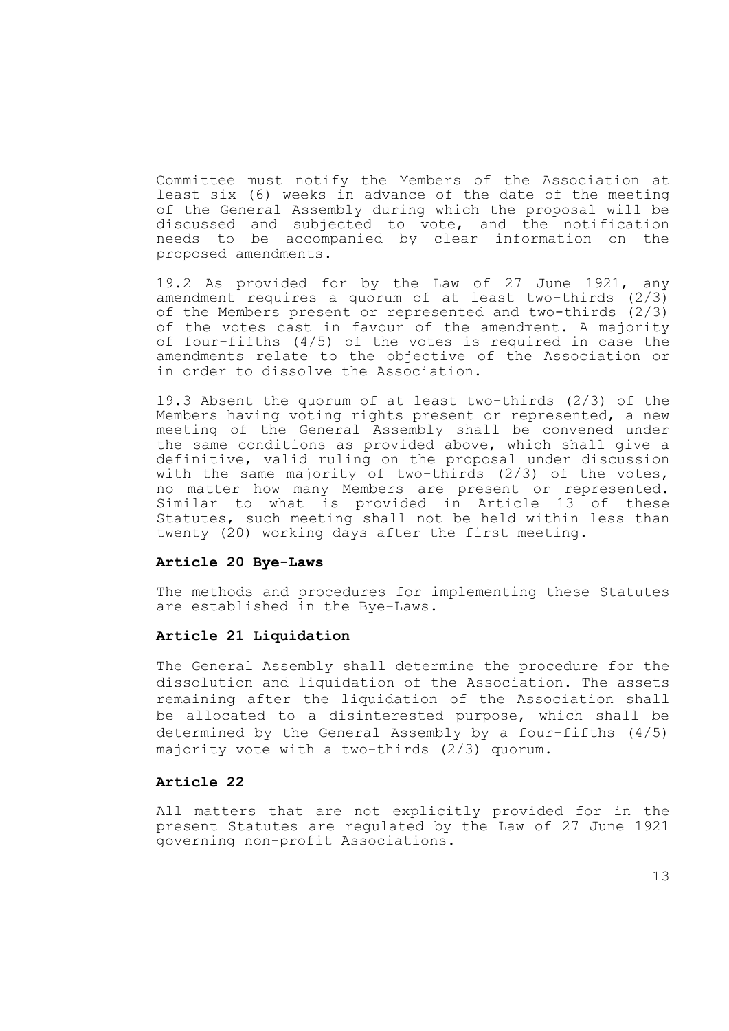Committee must notify the Members of the Association at least six (6) weeks in advance of the date of the meeting of the General Assembly during which the proposal will be discussed and subjected to vote, and the notification needs to be accompanied by clear information on the proposed amendments.

19.2 As provided for by the Law of 27 June 1921, any amendment requires a quorum of at least two-thirds (2/3) of the Members present or represented and two-thirds (2/3) of the votes cast in favour of the amendment. A majority of four-fifths (4/5) of the votes is required in case the amendments relate to the objective of the Association or in order to dissolve the Association.

19.3 Absent the quorum of at least two-thirds (2/3) of the Members having voting rights present or represented, a new meeting of the General Assembly shall be convened under the same conditions as provided above, which shall give a definitive, valid ruling on the proposal under discussion with the same majority of two-thirds (2/3) of the votes, no matter how many Members are present or represented. Similar to what is provided in Article 13 of these Statutes, such meeting shall not be held within less than twenty (20) working days after the first meeting.

### Article 20 Bye-Laws

The methods and procedures for implementing these Statutes are established in the Bye-Laws.

### Article 21 Liquidation

The General Assembly shall determine the procedure for the dissolution and liquidation of the Association. The assets remaining after the liquidation of the Association shall be allocated to a disinterested purpose, which shall be determined by the General Assembly by a four-fifths (4/5) majority vote with a two-thirds (2/3) quorum.

### Article 22

All matters that are not explicitly provided for in the present Statutes are regulated by the Law of 27 June 1921 governing non-profit Associations.